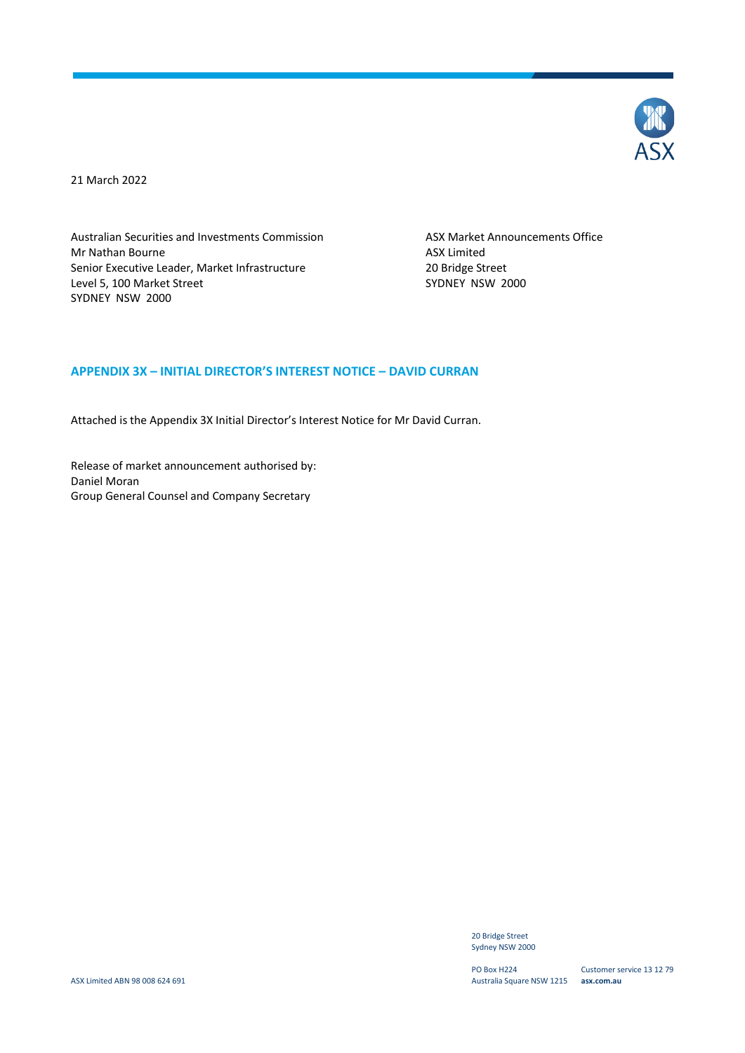21 March 2022

Australian Securities and Investments Commission
Mr Nathan Bourne
Senior Executive Leader, Market Infrastructure
Level 5, 100 Market Street
SYDNEY NSW 2000

ASX Market Announcements Office
ASX Limited
20 Bridge Street
SYDNEY NSW 2000

## APPENDIX 3X – INITIAL DIRECTOR'S INTEREST NOTICE – DAVID CURRAN

Attached is the Appendix 3X Initial Director's Interest Notice for Mr David Curran.

Release of market announcement authorised by:
Daniel Moran
Group General Counsel and Company Secretary

20 Bridge Street
Sydney NSW 2000

PO Box H224
Australia Square NSW 1215

Customer service 13 12 79
**asx.com.au**

ASX Limited ABN 98 008 624 691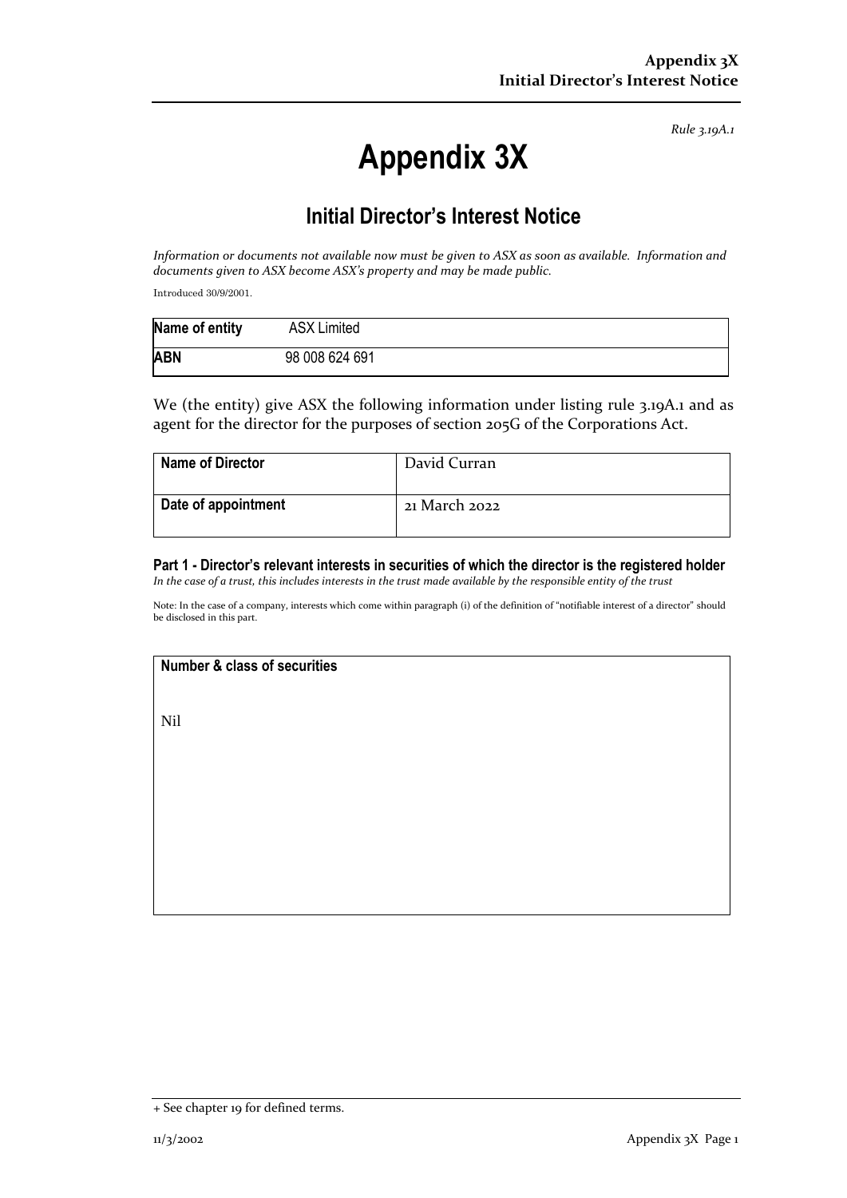*Rule 3.19A.1*

# Appendix 3X

## Initial Director's Interest Notice

*Information or documents not available now must be given to ASX as soon as available. Information and documents given to ASX become ASX's property and may be made public.*

Introduced 30/9/2001.

| Name of entity | ASX Limited |
|---|---|
| ABN | 98 008 624 691 |

We (the entity) give ASX the following information under listing rule 3.19A.1 and as agent for the director for the purposes of section 205G of the Corporations Act.

| Name of Director | David Curran |
|---|---|
| Date of appointment | 21 March 2022 |

### Part 1 - Director's relevant interests in securities of which the director is the registered holder

*In the case of a trust, this includes interests in the trust made available by the responsible entity of the trust*

Note: In the case of a company, interests which come within paragraph (i) of the definition of "notifiable interest of a director" should be disclosed in this part.

| Number & class of securities |
|---|
| Nil |

+ See chapter 19 for defined terms.

11/3/2002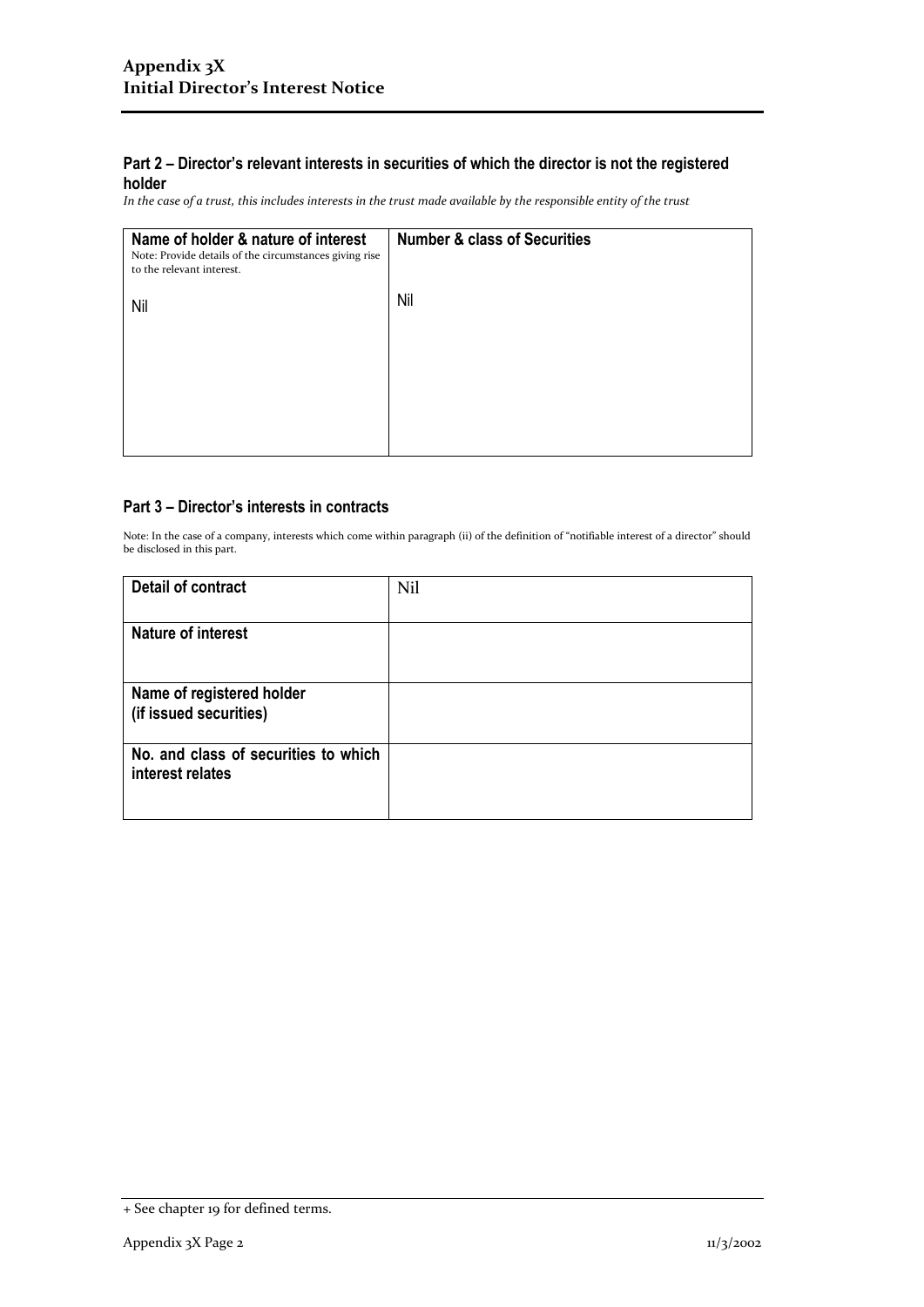## Part 2 – Director's relevant interests in securities of which the director is not the registered holder

*In the case of a trust, this includes interests in the trust made available by the responsible entity of the trust*

| Name of holder & nature of interest<br>Note: Provide details of the circumstances giving rise to the relevant interest. | Number & class of Securities |
|---|---|
| Nil | Nil |

## Part 3 – Director's interests in contracts

Note: In the case of a company, interests which come within paragraph (ii) of the definition of "notifiable interest of a director" should be disclosed in this part.

| | |
|---|---|
| **Detail of contract** | Nil |
| **Nature of interest** | |
| **Name of registered holder (if issued securities)** | |
| **No. and class of securities to which interest relates** | |

+ See chapter 19 for defined terms.